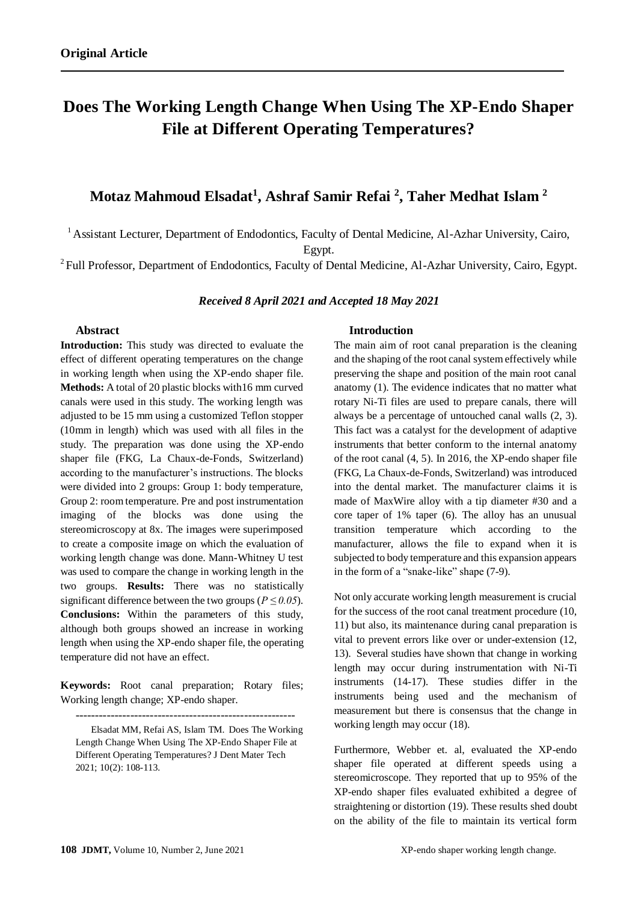**Original Article**

# Does The Working Length Change When Using The XP-Endo Shaper File at Different Operating Temperatures?

## Motaz Mahmoud Elsadat[1], Ashraf Samir Refai [2], Taher Medhat Islam [2]

[1] Assistant Lecturer, Department of Endodontics, Faculty of Dental Medicine, Al-Azhar University, Cairo, Egypt.

[2] Full Professor, Department of Endodontics, Faculty of Dental Medicine, Al-Azhar University, Cairo, Egypt.

***Received 8 April 2021 and Accepted 18 May 2021***

### Abstract

**Introduction:** This study was directed to evaluate the effect of different operating temperatures on the change in working length when using the XP-endo shaper file. **Methods:** A total of 20 plastic blocks with16 mm curved canals were used in this study. The working length was adjusted to be 15 mm using a customized Teflon stopper (10mm in length) which was used with all files in the study. The preparation was done using the XP-endo shaper file (FKG, La Chaux-de-Fonds, Switzerland) according to the manufacturer's instructions. The blocks were divided into 2 groups: Group 1: body temperature, Group 2: room temperature. Pre and post instrumentation imaging of the blocks was done using the stereomicroscopy at 8x. The images were superimposed to create a composite image on which the evaluation of working length change was done. Mann-Whitney U test was used to compare the change in working length in the two groups. **Results:** There was no statistically significant difference between the two groups ($P \leq 0.05$). **Conclusions:** Within the parameters of this study, although both groups showed an increase in working length when using the XP-endo shaper file, the operating temperature did not have an effect.

**Keywords:** Root canal preparation; Rotary files; Working length change; XP-endo shaper.

---

Elsadat MM, Refai AS, Islam TM. Does The Working Length Change When Using The XP-Endo Shaper File at Different Operating Temperatures? J Dent Mater Tech 2021; 10(2): 108-113.

### Introduction

The main aim of root canal preparation is the cleaning and the shaping of the root canal system effectively while preserving the shape and position of the main root canal anatomy (1). The evidence indicates that no matter what rotary Ni-Ti files are used to prepare canals, there will always be a percentage of untouched canal walls (2, 3). This fact was a catalyst for the development of adaptive instruments that better conform to the internal anatomy of the root canal (4, 5). In 2016, the XP-endo shaper file (FKG, La Chaux-de-Fonds, Switzerland) was introduced into the dental market. The manufacturer claims it is made of MaxWire alloy with a tip diameter #30 and a core taper of 1% taper (6). The alloy has an unusual transition temperature which according to the manufacturer, allows the file to expand when it is subjected to body temperature and this expansion appears in the form of a "snake-like" shape (7-9).

Not only accurate working length measurement is crucial for the success of the root canal treatment procedure (10, 11) but also, its maintenance during canal preparation is vital to prevent errors like over or under-extension (12, 13). Several studies have shown that change in working length may occur during instrumentation with Ni-Ti instruments (14-17). These studies differ in the instruments being used and the mechanism of measurement but there is consensus that the change in working length may occur (18).

Furthermore, Webber et. al, evaluated the XP-endo shaper file operated at different speeds using a stereomicroscope. They reported that up to 95% of the XP-endo shaper files evaluated exhibited a degree of straightening or distortion (19). These results shed doubt on the ability of the file to maintain its vertical form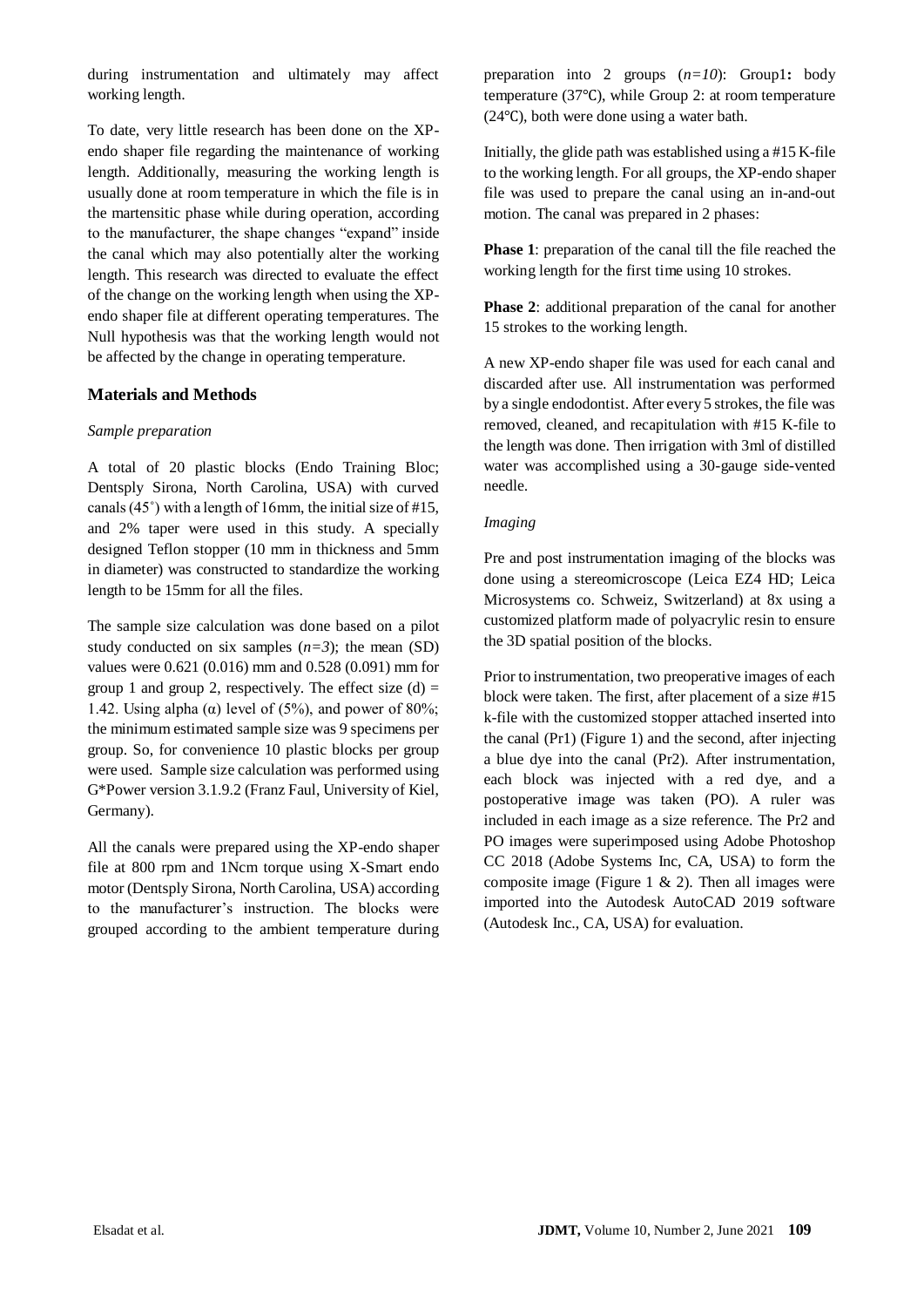during instrumentation and ultimately may affect working length.

To date, very little research has been done on the XP-endo shaper file regarding the maintenance of working length. Additionally, measuring the working length is usually done at room temperature in which the file is in the martensitic phase while during operation, according to the manufacturer, the shape changes "expand" inside the canal which may also potentially alter the working length. This research was directed to evaluate the effect of the change on the working length when using the XP-endo shaper file at different operating temperatures. The Null hypothesis was that the working length would not be affected by the change in operating temperature.

## Materials and Methods

### *Sample preparation*

A total of 20 plastic blocks (Endo Training Bloc; Dentsply Sirona, North Carolina, USA) with curved canals (45˚) with a length of 16mm, the initial size of #15, and 2% taper were used in this study. A specially designed Teflon stopper (10 mm in thickness and 5mm in diameter) was constructed to standardize the working length to be 15mm for all the files.

The sample size calculation was done based on a pilot study conducted on six samples ($n=3$); the mean (SD) values were 0.621 (0.016) mm and 0.528 (0.091) mm for group 1 and group 2, respectively. The effect size (d) = 1.42. Using alpha ($\alpha$) level of (5%), and power of 80%; the minimum estimated sample size was 9 specimens per group. So, for convenience 10 plastic blocks per group were used. Sample size calculation was performed using G*Power version 3.1.9.2 (Franz Faul, University of Kiel, Germany).

All the canals were prepared using the XP-endo shaper file at 800 rpm and 1Ncm torque using X-Smart endo motor (Dentsply Sirona, North Carolina, USA) according to the manufacturer's instruction. The blocks were grouped according to the ambient temperature during preparation into 2 groups ($n=10$): Group1**:** body temperature (37℃), while Group 2: at room temperature (24℃), both were done using a water bath.

Initially, the glide path was established using a #15 K-file to the working length. For all groups, the XP-endo shaper file was used to prepare the canal using an in-and-out motion. The canal was prepared in 2 phases:

**Phase 1**: preparation of the canal till the file reached the working length for the first time using 10 strokes.

**Phase 2**: additional preparation of the canal for another 15 strokes to the working length.

A new XP-endo shaper file was used for each canal and discarded after use. All instrumentation was performed by a single endodontist. After every 5 strokes, the file was removed, cleaned, and recapitulation with #15 K-file to the length was done. Then irrigation with 3ml of distilled water was accomplished using a 30-gauge side-vented needle.

### *Imaging*

Pre and post instrumentation imaging of the blocks was done using a stereomicroscope (Leica EZ4 HD; Leica Microsystems co. Schweiz, Switzerland) at 8x using a customized platform made of polyacrylic resin to ensure the 3D spatial position of the blocks.

Prior to instrumentation, two preoperative images of each block were taken. The first, after placement of a size #15 k-file with the customized stopper attached inserted into the canal (Pr1) (Figure 1) and the second, after injecting a blue dye into the canal (Pr2). After instrumentation, each block was injected with a red dye, and a postoperative image was taken (PO). A ruler was included in each image as a size reference. The Pr2 and PO images were superimposed using Adobe Photoshop CC 2018 (Adobe Systems Inc, CA, USA) to form the composite image (Figure 1 & 2). Then all images were imported into the Autodesk AutoCAD 2019 software (Autodesk Inc., CA, USA) for evaluation.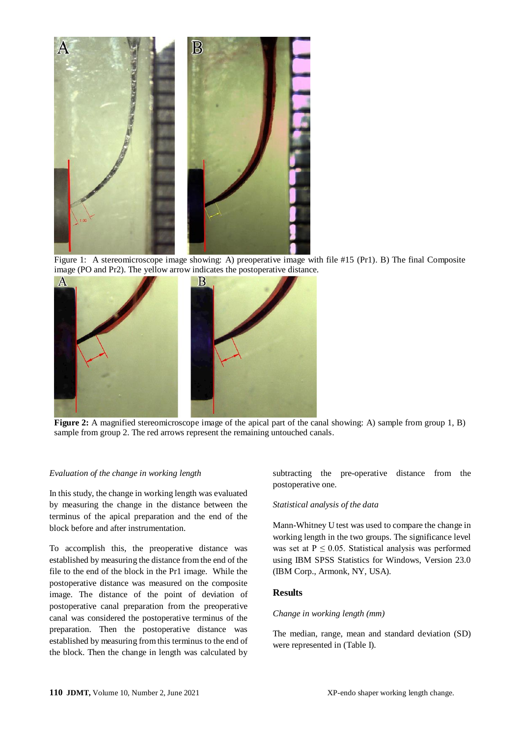Figure 1: A stereomicroscope image showing: A) preoperative image with file #15 (Pr1). B) The final Composite image (PO and Pr2). The yellow arrow indicates the postoperative distance.

**Figure 2:** A magnified stereomicroscope image of the apical part of the canal showing: A) sample from group 1, B) sample from group 2. The red arrows represent the remaining untouched canals.

*Evaluation of the change in working length*

In this study, the change in working length was evaluated by measuring the change in the distance between the terminus of the apical preparation and the end of the block before and after instrumentation.

To accomplish this, the preoperative distance was established by measuring the distance from the end of the file to the end of the block in the Pr1 image. While the postoperative distance was measured on the composite image. The distance of the point of deviation of postoperative canal preparation from the preoperative canal was considered the postoperative terminus of the preparation. Then the postoperative distance was established by measuring from this terminus to the end of the block. Then the change in length was calculated by subtracting the pre-operative distance from the postoperative one.

*Statistical analysis of the data*

Mann-Whitney U test was used to compare the change in working length in the two groups. The significance level was set at $P \leq 0.05$. Statistical analysis was performed using IBM SPSS Statistics for Windows, Version 23.0 (IBM Corp., Armonk, NY, USA).

## Results

*Change in working length (mm)*

The median, range, mean and standard deviation (SD) were represented in (Table I).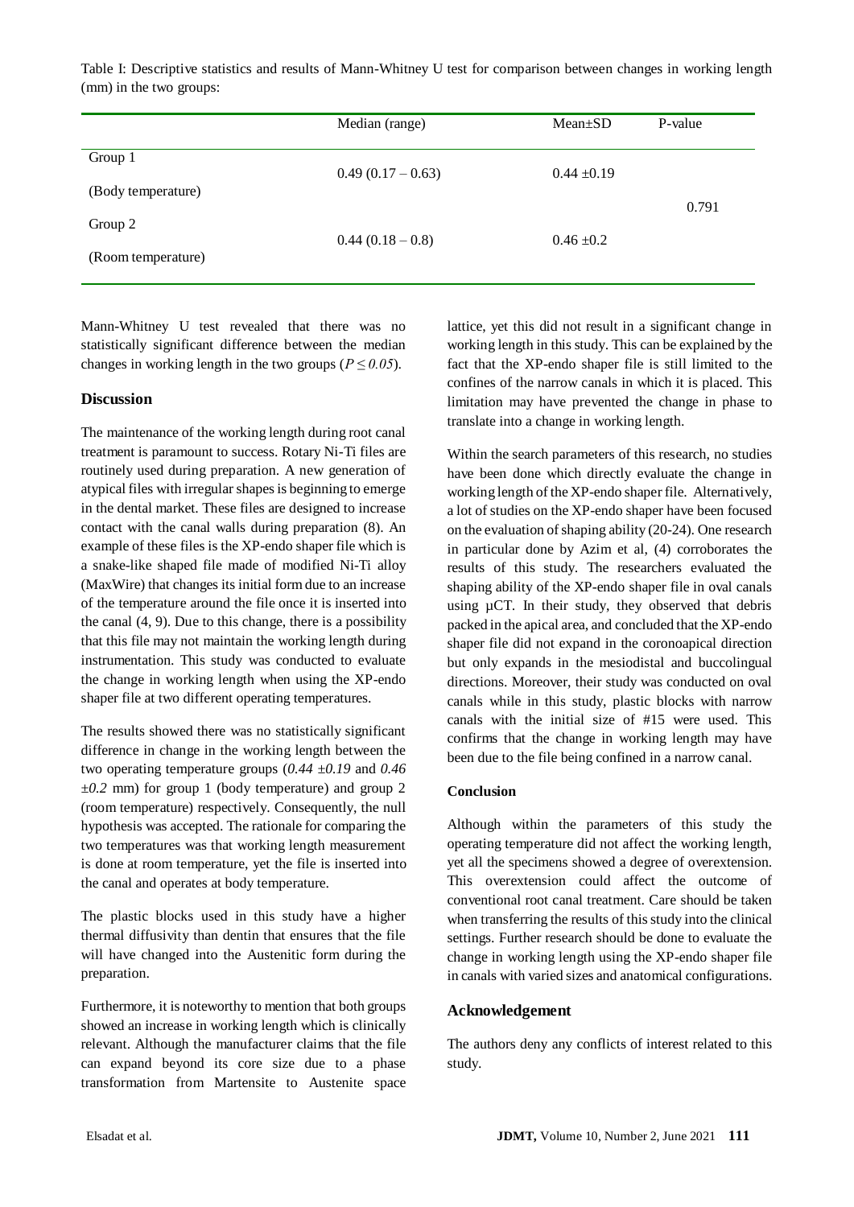Table I: Descriptive statistics and results of Mann-Whitney U test for comparison between changes in working length (mm) in the two groups:

| | Median (range) | Mean±SD | P-value |
|---|---|---|---|
| Group 1 (Body temperature) | 0.49 (0.17 – 0.63) | 0.44 ±0.19 | 0.791 |
| Group 2 (Room temperature) | 0.44 (0.18 – 0.8) | 0.46 ±0.2 | |

Mann-Whitney U test revealed that there was no statistically significant difference between the median changes in working length in the two groups (*$P \leq 0.05$*).

## Discussion

The maintenance of the working length during root canal treatment is paramount to success. Rotary Ni-Ti files are routinely used during preparation. A new generation of atypical files with irregular shapes is beginning to emerge in the dental market. These files are designed to increase contact with the canal walls during preparation (8). An example of these files is the XP-endo shaper file which is a snake-like shaped file made of modified Ni-Ti alloy (MaxWire) that changes its initial form due to an increase of the temperature around the file once it is inserted into the canal (4, 9). Due to this change, there is a possibility that this file may not maintain the working length during instrumentation. This study was conducted to evaluate the change in working length when using the XP-endo shaper file at two different operating temperatures.

The results showed there was no statistically significant difference in change in the working length between the two operating temperature groups (*0.44 ±0.19* and *0.46 ±0.2* mm) for group 1 (body temperature) and group 2 (room temperature) respectively. Consequently, the null hypothesis was accepted. The rationale for comparing the two temperatures was that working length measurement is done at room temperature, yet the file is inserted into the canal and operates at body temperature.

The plastic blocks used in this study have a higher thermal diffusivity than dentin that ensures that the file will have changed into the Austenitic form during the preparation.

Furthermore, it is noteworthy to mention that both groups showed an increase in working length which is clinically relevant. Although the manufacturer claims that the file can expand beyond its core size due to a phase transformation from Martensite to Austenite space lattice, yet this did not result in a significant change in working length in this study. This can be explained by the fact that the XP-endo shaper file is still limited to the confines of the narrow canals in which it is placed. This limitation may have prevented the change in phase to translate into a change in working length.

Within the search parameters of this research, no studies have been done which directly evaluate the change in working length of the XP-endo shaper file. Alternatively, a lot of studies on the XP-endo shaper have been focused on the evaluation of shaping ability (20-24). One research in particular done by Azim et al, (4) corroborates the results of this study. The researchers evaluated the shaping ability of the XP-endo shaper file in oval canals using µCT. In their study, they observed that debris packed in the apical area, and concluded that the XP-endo shaper file did not expand in the coronoapical direction but only expands in the mesiodistal and buccolingual directions. Moreover, their study was conducted on oval canals while in this study, plastic blocks with narrow canals with the initial size of #15 were used. This confirms that the change in working length may have been due to the file being confined in a narrow canal.

### Conclusion

Although within the parameters of this study the operating temperature did not affect the working length, yet all the specimens showed a degree of overextension. This overextension could affect the outcome of conventional root canal treatment. Care should be taken when transferring the results of this study into the clinical settings. Further research should be done to evaluate the change in working length using the XP-endo shaper file in canals with varied sizes and anatomical configurations.

## Acknowledgement

The authors deny any conflicts of interest related to this study.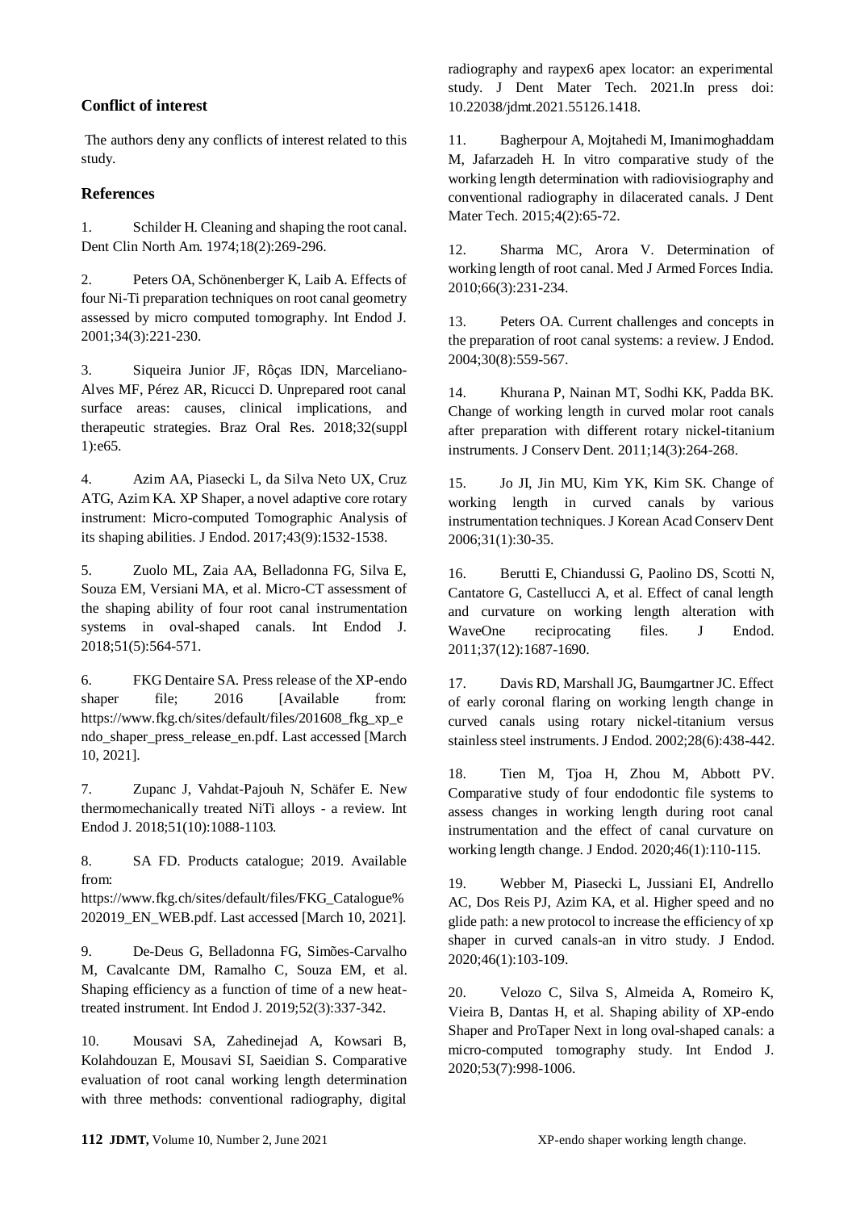## Conflict of interest

The authors deny any conflicts of interest related to this study.

## References

1. Schilder H. Cleaning and shaping the root canal. Dent Clin North Am. 1974;18(2):269-296.

2. Peters OA, Schönenberger K, Laib A. Effects of four Ni-Ti preparation techniques on root canal geometry assessed by micro computed tomography. Int Endod J. 2001;34(3):221-230.

3. Siqueira Junior JF, Rôças IDN, Marceliano-Alves MF, Pérez AR, Ricucci D. Unprepared root canal surface areas: causes, clinical implications, and therapeutic strategies. Braz Oral Res. 2018;32(suppl 1):e65.

4. Azim AA, Piasecki L, da Silva Neto UX, Cruz ATG, Azim KA. XP Shaper, a novel adaptive core rotary instrument: Micro-computed Tomographic Analysis of its shaping abilities. J Endod. 2017;43(9):1532-1538.

5. Zuolo ML, Zaia AA, Belladonna FG, Silva E, Souza EM, Versiani MA, et al. Micro-CT assessment of the shaping ability of four root canal instrumentation systems in oval-shaped canals. Int Endod J. 2018;51(5):564-571.

6. FKG Dentaire SA. Press release of the XP-endo shaper file; 2016 [Available from: https://www.fkg.ch/sites/default/files/201608_fkg_xp_endo_shaper_press_release_en.pdf. Last accessed [March 10, 2021].

7. Zupanc J, Vahdat-Pajouh N, Schäfer E. New thermomechanically treated NiTi alloys - a review. Int Endod J. 2018;51(10):1088-1103.

8. SA FD. Products catalogue; 2019. Available from: https://www.fkg.ch/sites/default/files/FKG_Catalogue%202019_EN_WEB.pdf. Last accessed [March 10, 2021].

9. De-Deus G, Belladonna FG, Simões-Carvalho M, Cavalcante DM, Ramalho C, Souza EM, et al. Shaping efficiency as a function of time of a new heat-treated instrument. Int Endod J. 2019;52(3):337-342.

10. Mousavi SA, Zahedinejad A, Kowsari B, Kolahdouzan E, Mousavi SI, Saeidian S. Comparative evaluation of root canal working length determination with three methods: conventional radiography, digital radiography and raypex6 apex locator: an experimental study. J Dent Mater Tech. 2021.In press doi: 10.22038/jdmt.2021.55126.1418.

11. Bagherpour A, Mojtahedi M, Imanimoghaddam M, Jafarzadeh H. In vitro comparative study of the working length determination with radiovisiography and conventional radiography in dilacerated canals. J Dent Mater Tech. 2015;4(2):65-72.

12. Sharma MC, Arora V. Determination of working length of root canal. Med J Armed Forces India. 2010;66(3):231-234.

13. Peters OA. Current challenges and concepts in the preparation of root canal systems: a review. J Endod. 2004;30(8):559-567.

14. Khurana P, Nainan MT, Sodhi KK, Padda BK. Change of working length in curved molar root canals after preparation with different rotary nickel-titanium instruments. J Conserv Dent. 2011;14(3):264-268.

15. Jo JI, Jin MU, Kim YK, Kim SK. Change of working length in curved canals by various instrumentation techniques. J Korean Acad Conserv Dent 2006;31(1):30-35.

16. Berutti E, Chiandussi G, Paolino DS, Scotti N, Cantatore G, Castellucci A, et al. Effect of canal length and curvature on working length alteration with WaveOne reciprocating files. J Endod. 2011;37(12):1687-1690.

17. Davis RD, Marshall JG, Baumgartner JC. Effect of early coronal flaring on working length change in curved canals using rotary nickel-titanium versus stainless steel instruments. J Endod. 2002;28(6):438-442.

18. Tien M, Tjoa H, Zhou M, Abbott PV. Comparative study of four endodontic file systems to assess changes in working length during root canal instrumentation and the effect of canal curvature on working length change. J Endod. 2020;46(1):110-115.

19. Webber M, Piasecki L, Jussiani EI, Andrello AC, Dos Reis PJ, Azim KA, et al. Higher speed and no glide path: a new protocol to increase the efficiency of xp shaper in curved canals-an in vitro study. J Endod. 2020;46(1):103-109.

20. Velozo C, Silva S, Almeida A, Romeiro K, Vieira B, Dantas H, et al. Shaping ability of XP-endo Shaper and ProTaper Next in long oval-shaped canals: a micro-computed tomography study. Int Endod J. 2020;53(7):998-1006.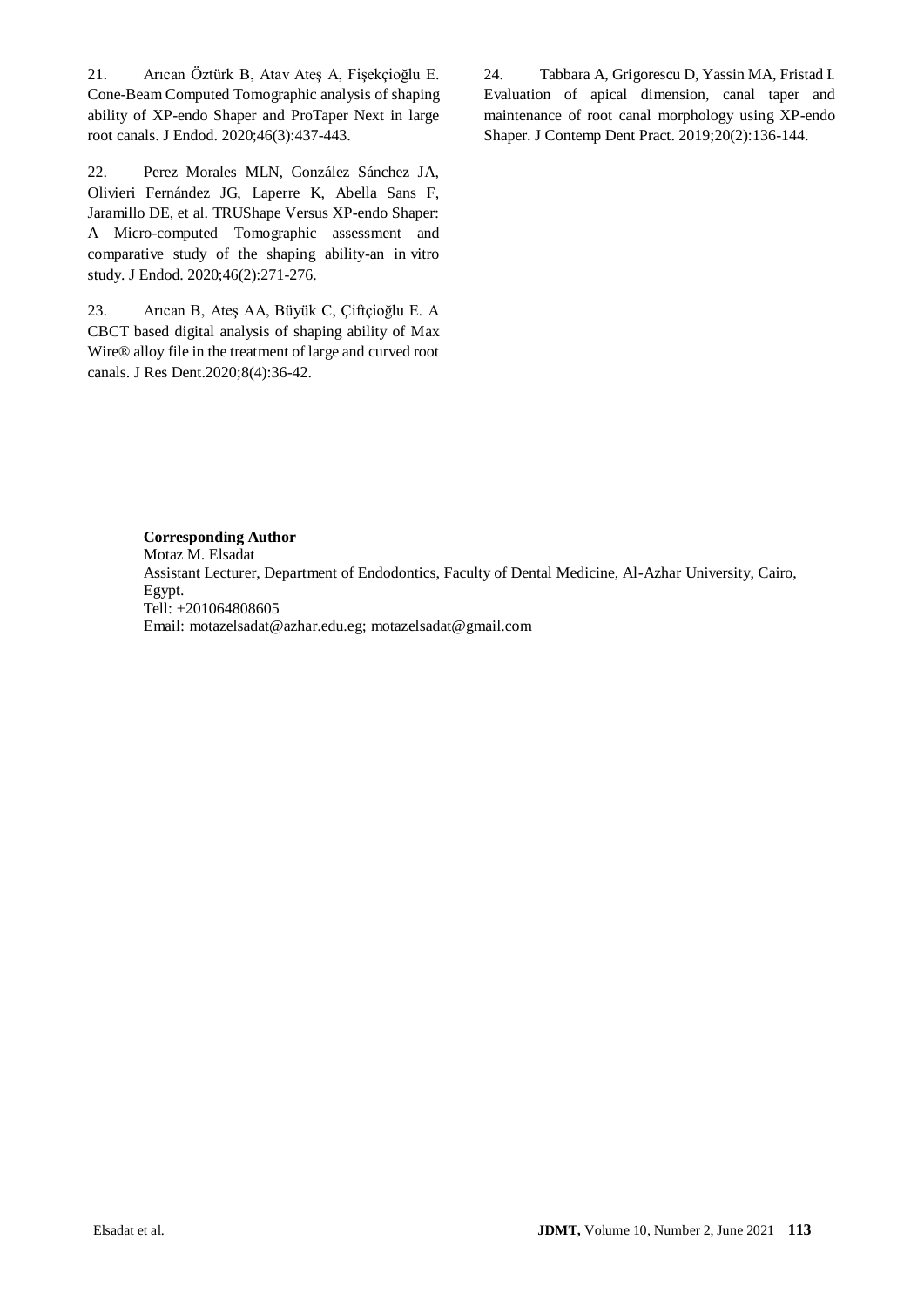21. Arıcan Öztürk B, Atav Ateş A, Fişekçioğlu E. Cone-Beam Computed Tomographic analysis of shaping ability of XP-endo Shaper and ProTaper Next in large root canals. J Endod. 2020;46(3):437-443.

22. Perez Morales MLN, González Sánchez JA, Olivieri Fernández JG, Laperre K, Abella Sans F, Jaramillo DE, et al. TRUShape Versus XP-endo Shaper: A Micro-computed Tomographic assessment and comparative study of the shaping ability-an in vitro study. J Endod. 2020;46(2):271-276.

23. Arıcan B, Ateş AA, Büyük C, Çiftçioğlu E. A CBCT based digital analysis of shaping ability of Max Wire® alloy file in the treatment of large and curved root canals. J Res Dent.2020;8(4):36-42.

24. Tabbara A, Grigorescu D, Yassin MA, Fristad I. Evaluation of apical dimension, canal taper and maintenance of root canal morphology using XP-endo Shaper. J Contemp Dent Pract. 2019;20(2):136-144.

**Corresponding Author**
Motaz M. Elsadat
Assistant Lecturer, Department of Endodontics, Faculty of Dental Medicine, Al-Azhar University, Cairo, Egypt.
Tell: +201064808605
Email: motazelsadat@azhar.edu.eg; motazelsadat@gmail.com